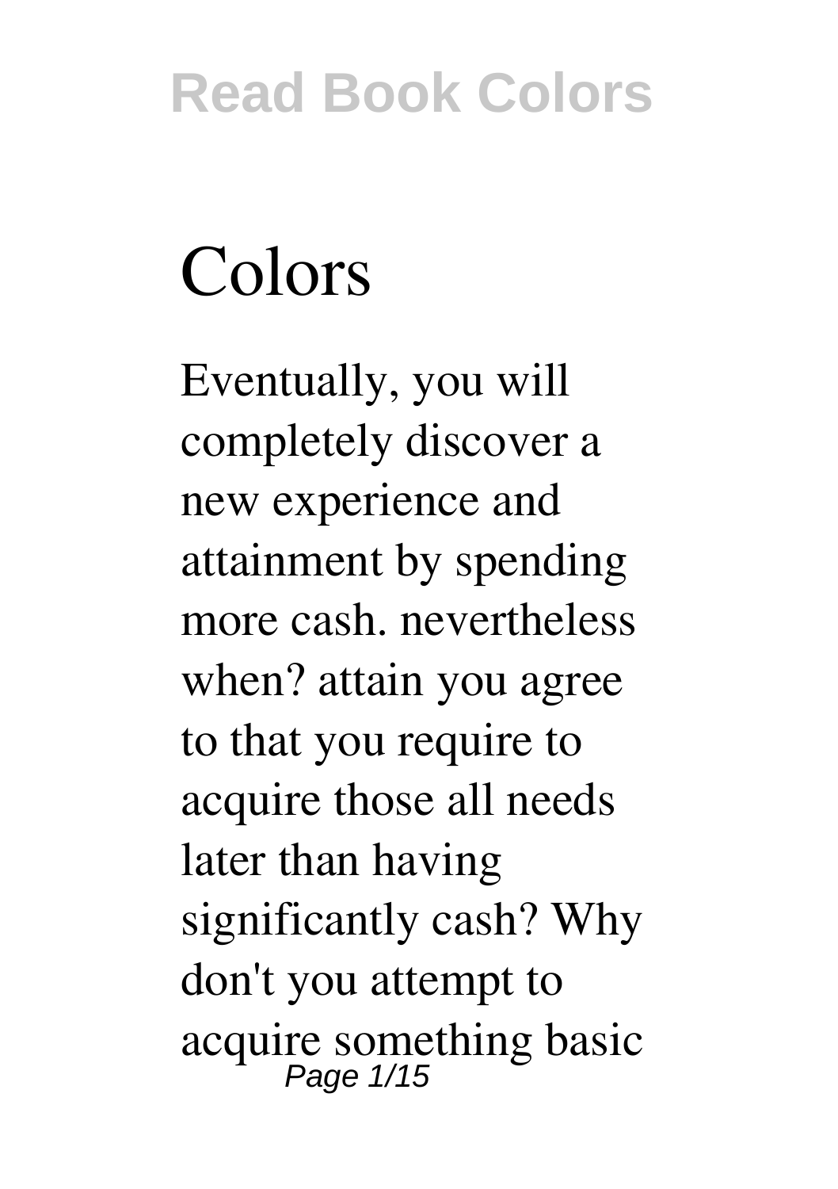# Colors

Eventually, you will completely discover a new experience and attainment by spending more cash. nevertheless when? attain you agree to that you require to acquire those all needs later than having significantly cash? Why don't you attempt to acquire something basic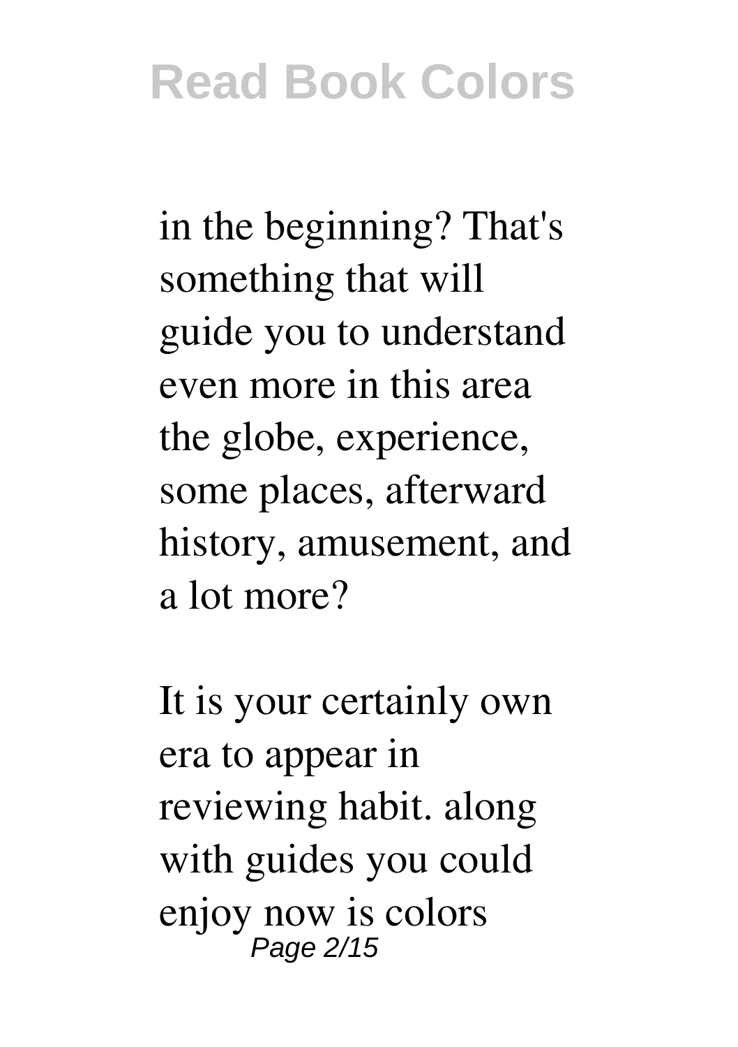in the beginning? That's something that will guide you to understand even more in this area the globe, experience, some places, afterward history, amusement, and a lot more?

It is your certainly own era to appear in reviewing habit. along with guides you could enjoy now is colors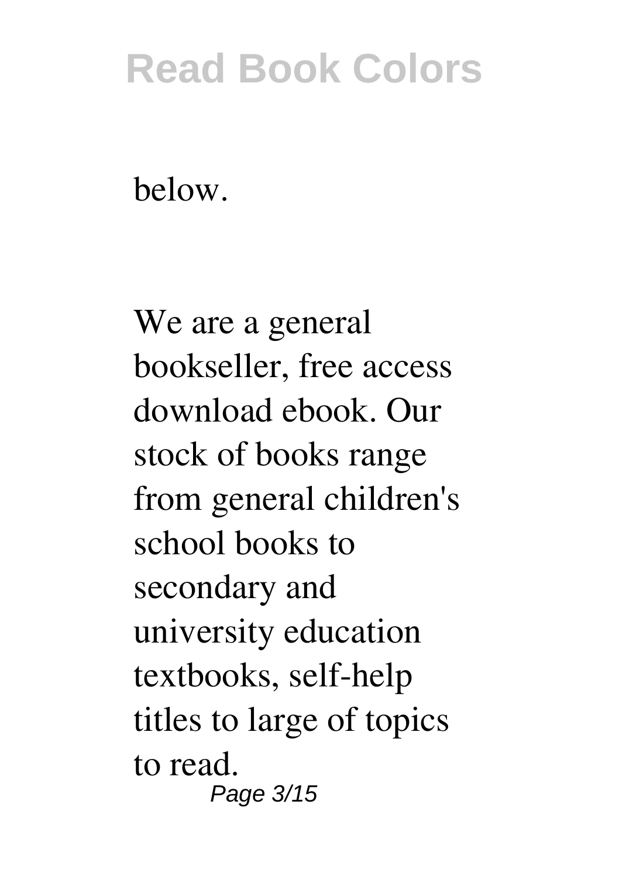below.

We are a general bookseller, free access download ebook. Our stock of books range from general children's school books to secondary and university education textbooks, self-help titles to large of topics to read.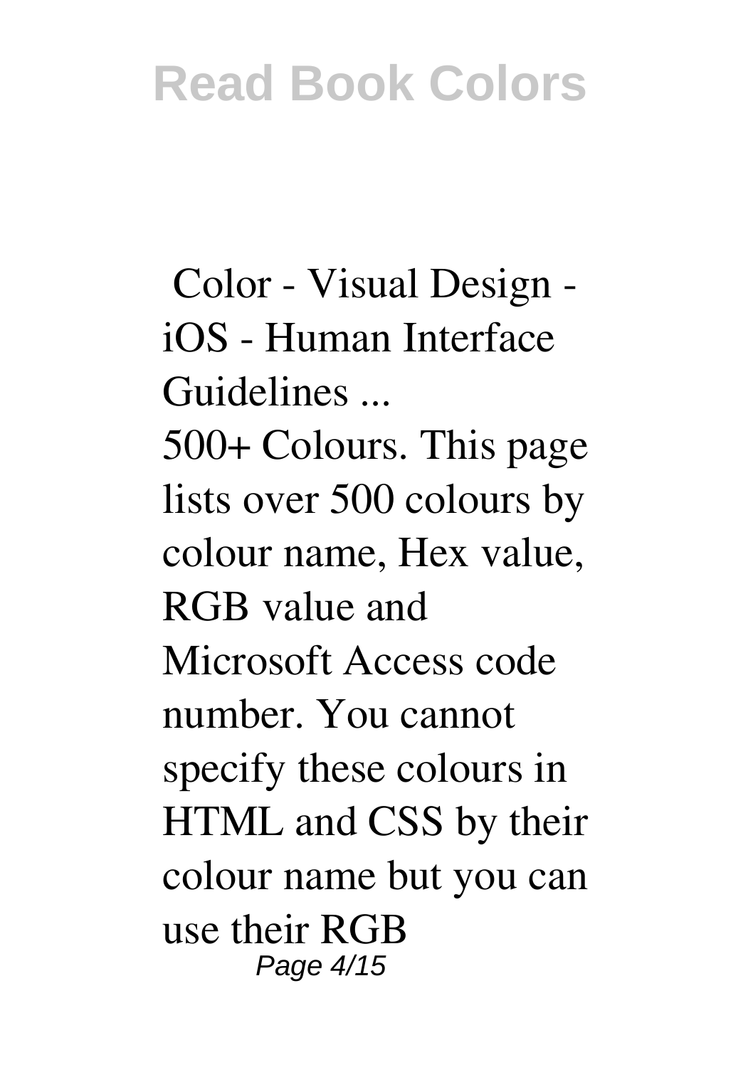**Color - Visual Design - iOS - Human Interface Guidelines ...**

500+ Colours. This page lists over 500 colours by colour name, Hex value, RGB value and Microsoft Access code number. You cannot specify these colours in HTML and CSS by their colour name but you can use their RGB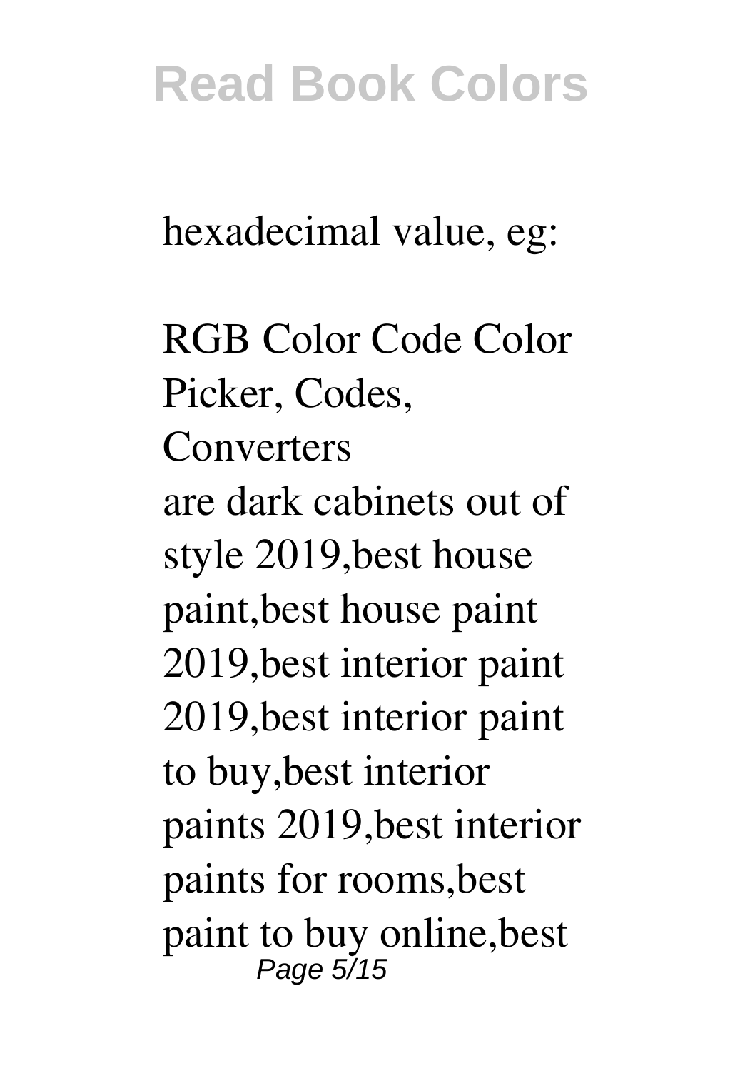hexadecimal value, eg:

RGB Color Code Color Picker, Codes, Converters

are dark cabinets out of style 2019,best house paint,best house paint 2019,best interior paint 2019,best interior paint to buy,best interior paints 2019,best interior paints for rooms,best paint to buy online,best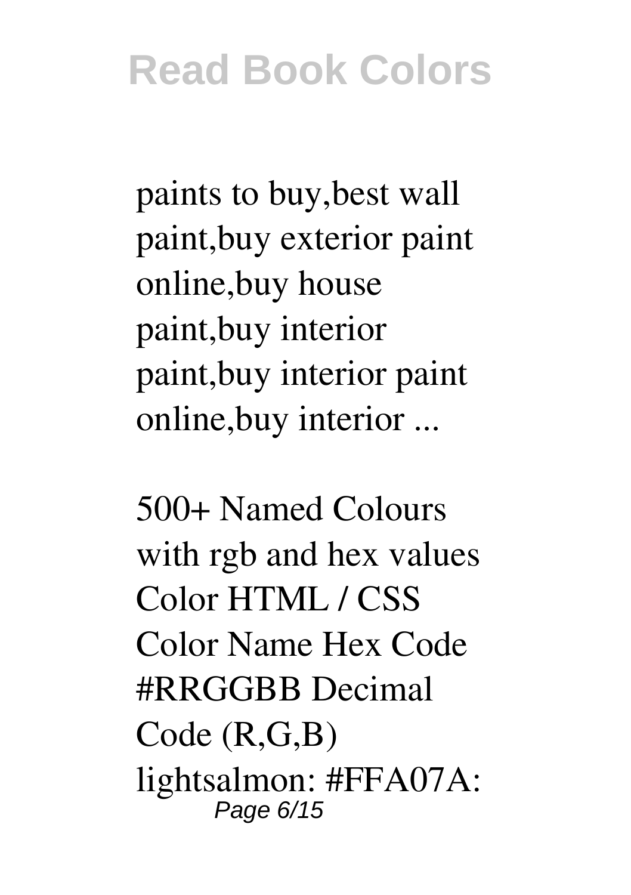paints to buy,best wall paint,buy exterior paint online,buy house paint,buy interior paint,buy interior paint online,buy interior ...

500+ Named Colours with rgb and hex values Color HTML / CSS Color Name Hex Code #RRGGBB Decimal Code (R,G,B) lightsalmon: #FFA07A: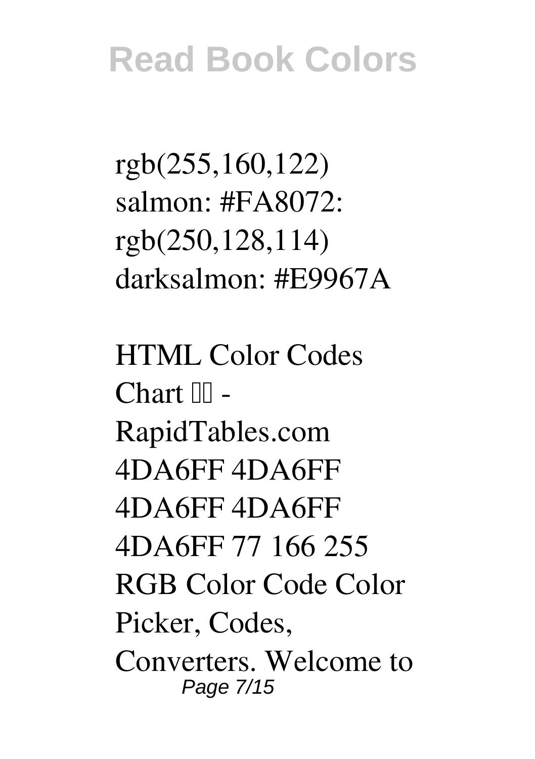rgb(255,160,122)
salmon: #FA8072:
rgb(250,128,114)
darksalmon: #E9967A

HTML Color Codes Chart  - RapidTables.com
4DA6FF 4DA6FF 4DA6FF 4DA6FF 4DA6FF 77 166 255 RGB Color Code Color Picker, Codes, Converters. Welcome to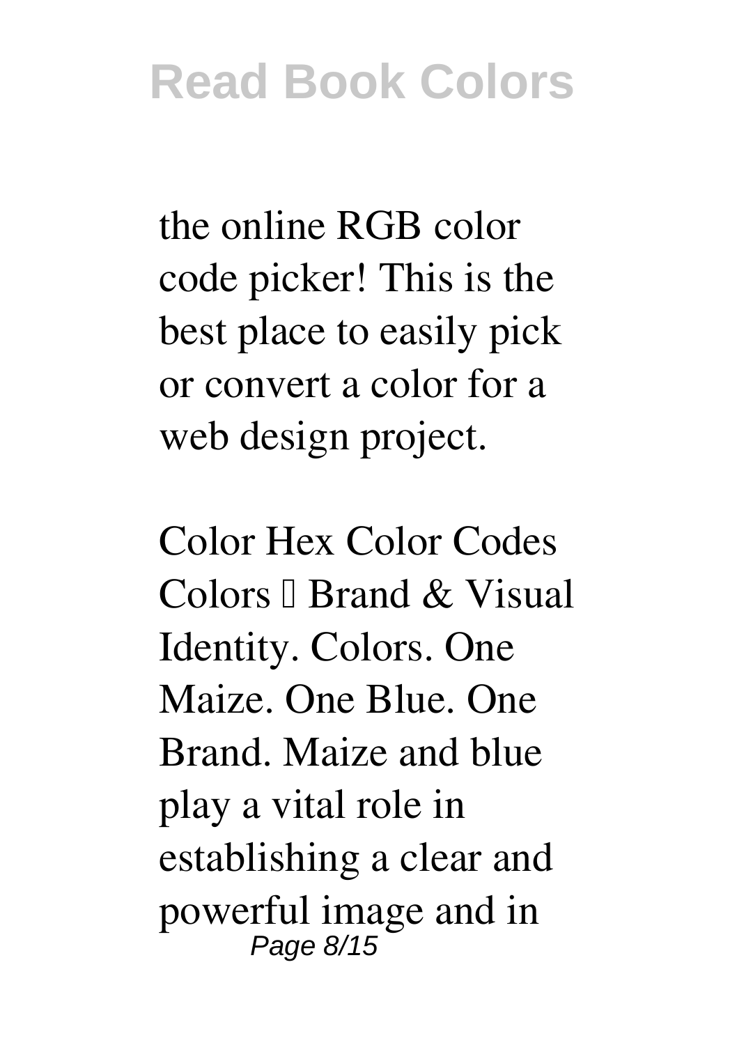the online RGB color code picker! This is the best place to easily pick or convert a color for a web design project.

Color Hex Color Codes

Colors – Brand & Visual Identity. Colors. One Maize. One Blue. One Brand. Maize and blue play a vital role in establishing a clear and powerful image and in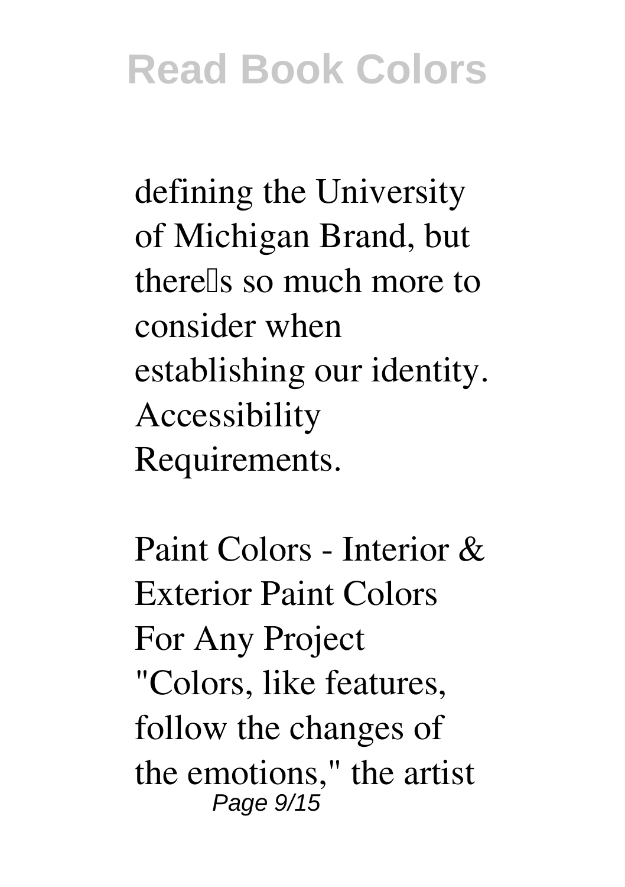defining the University of Michigan Brand, but there's so much more to consider when establishing our identity. Accessibility Requirements.

**Paint Colors - Interior & Exterior Paint Colors For Any Project**

"Colors, like features, follow the changes of the emotions," the artist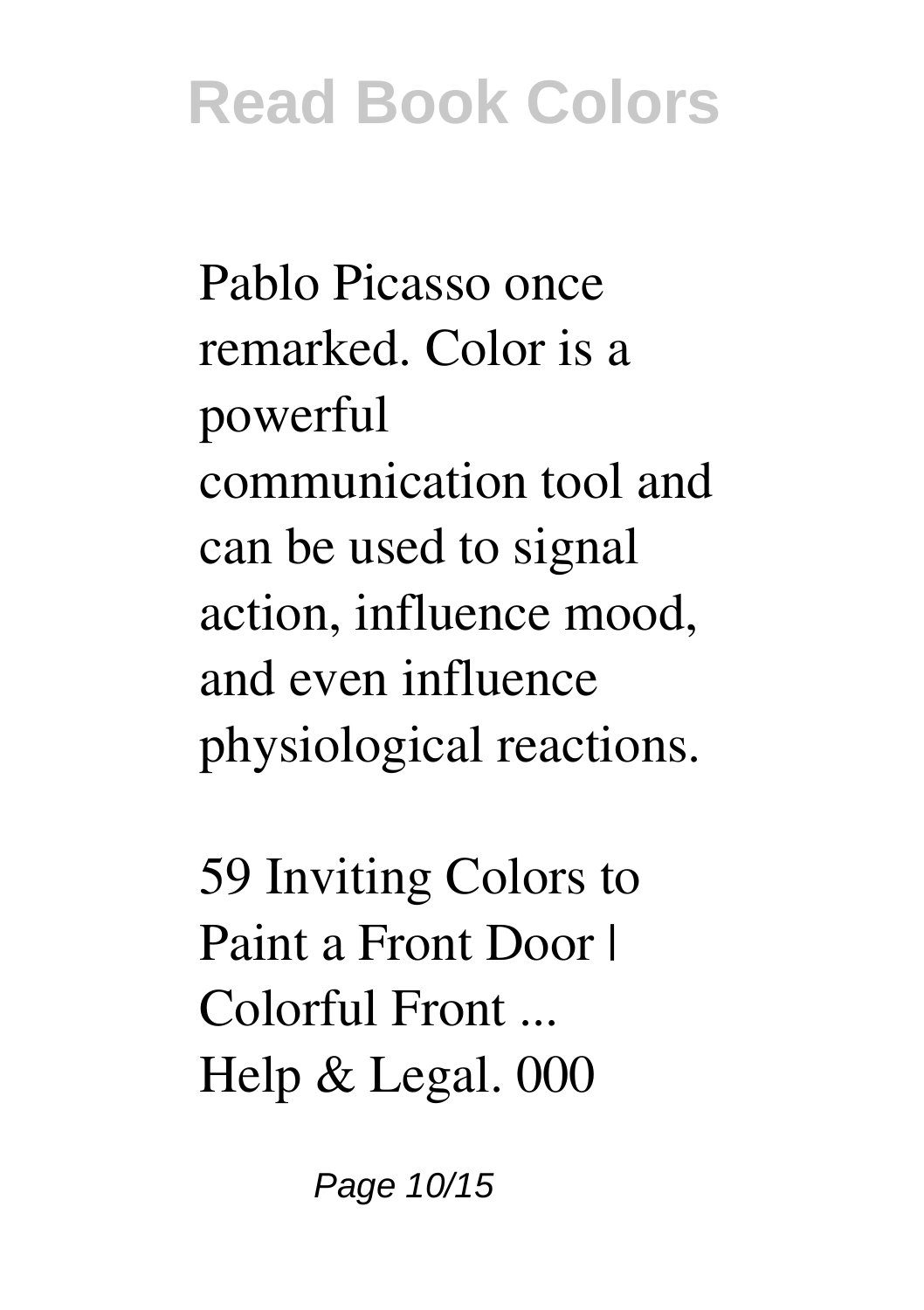Pablo Picasso once remarked. Color is a powerful communication tool and can be used to signal action, influence mood, and even influence physiological reactions.

**59 Inviting Colors to Paint a Front Door | Colorful Front ...**

Help & Legal. 000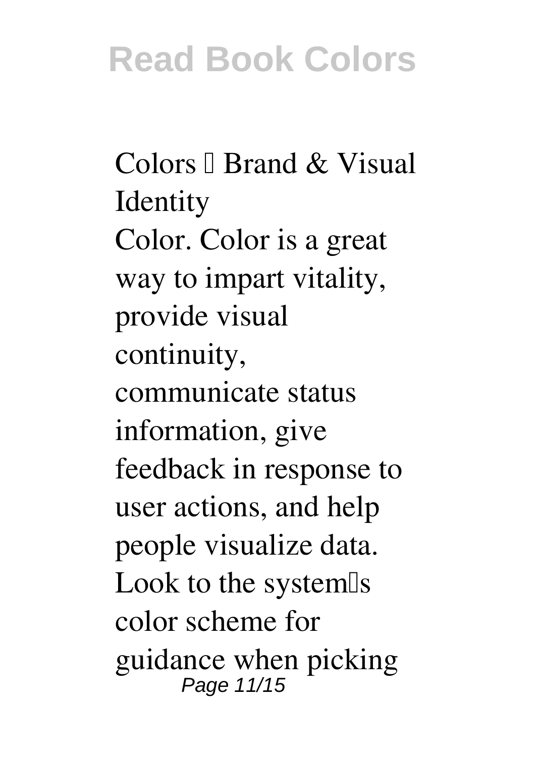**Colors — Brand & Visual Identity**

Color. Color is a great way to impart vitality, provide visual continuity, communicate status information, give feedback in response to user actions, and help people visualize data. Look to the system's color scheme for guidance when picking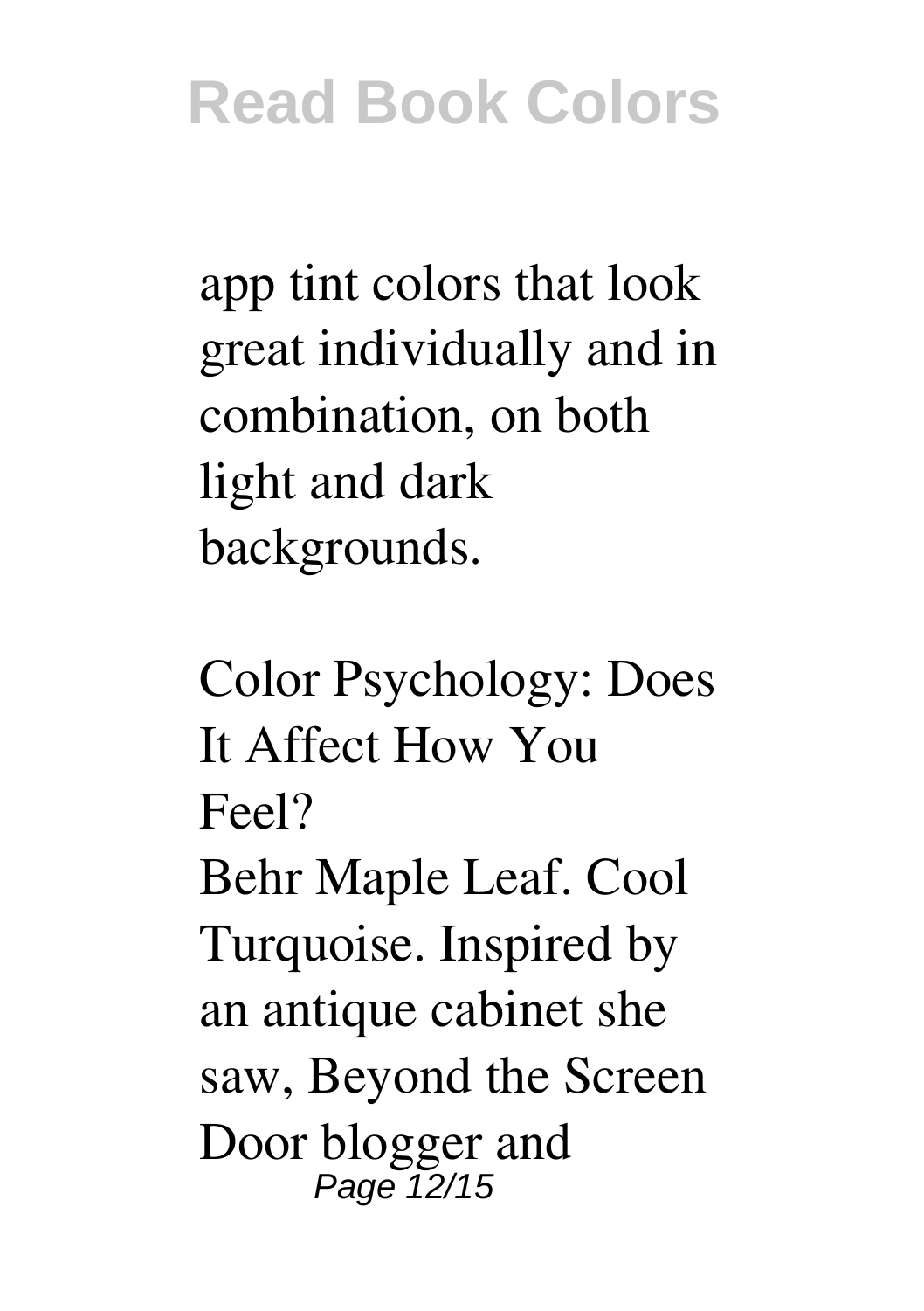app tint colors that look great individually and in combination, on both light and dark backgrounds.

Color Psychology: Does It Affect How You Feel?

Behr Maple Leaf. Cool Turquoise. Inspired by an antique cabinet she saw, Beyond the Screen Door blogger and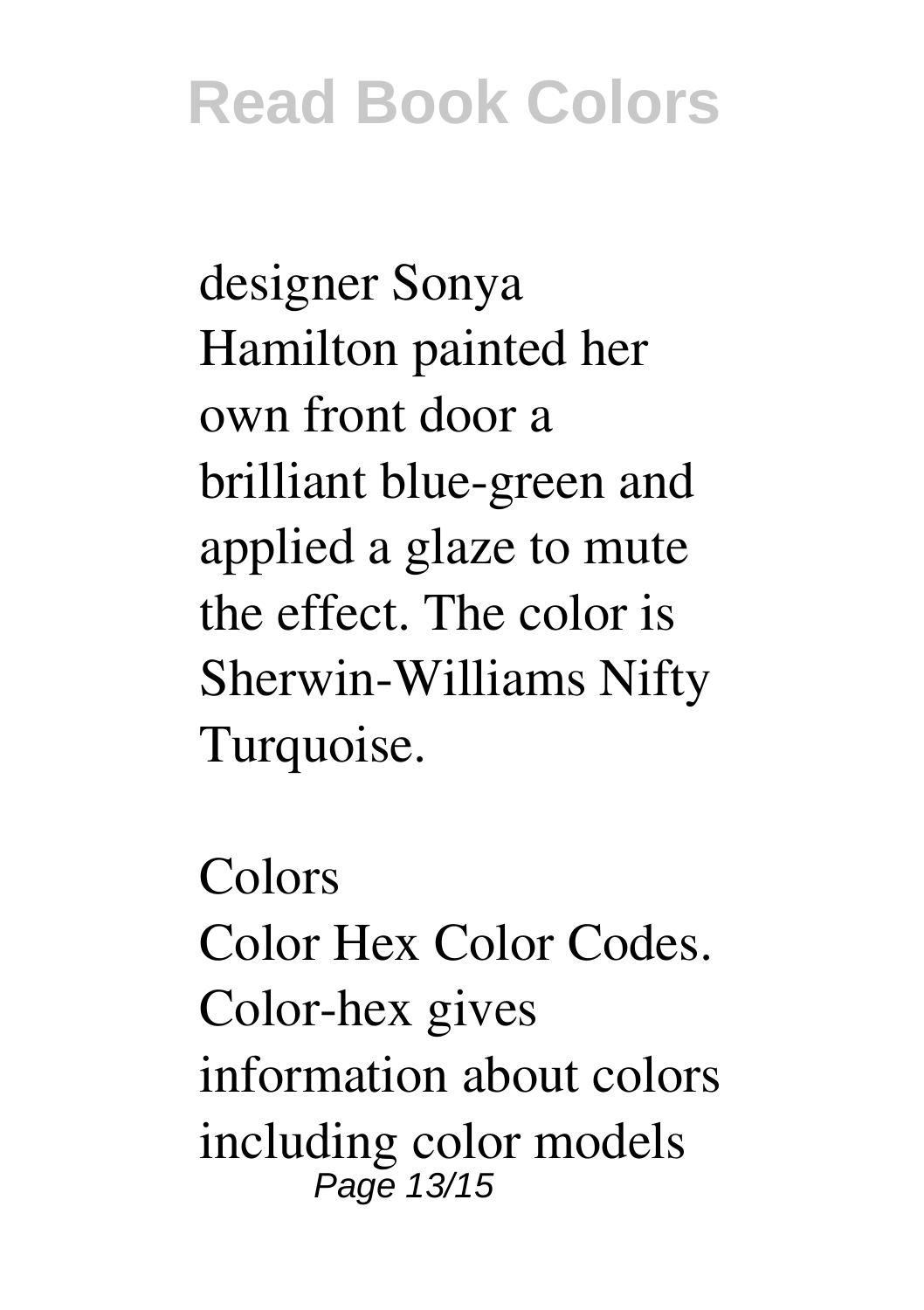designer Sonya Hamilton painted her own front door a brilliant blue-green and applied a glaze to mute the effect. The color is Sherwin-Williams Nifty Turquoise.

## Colors

Color Hex Color Codes. Color-hex gives information about colors including color models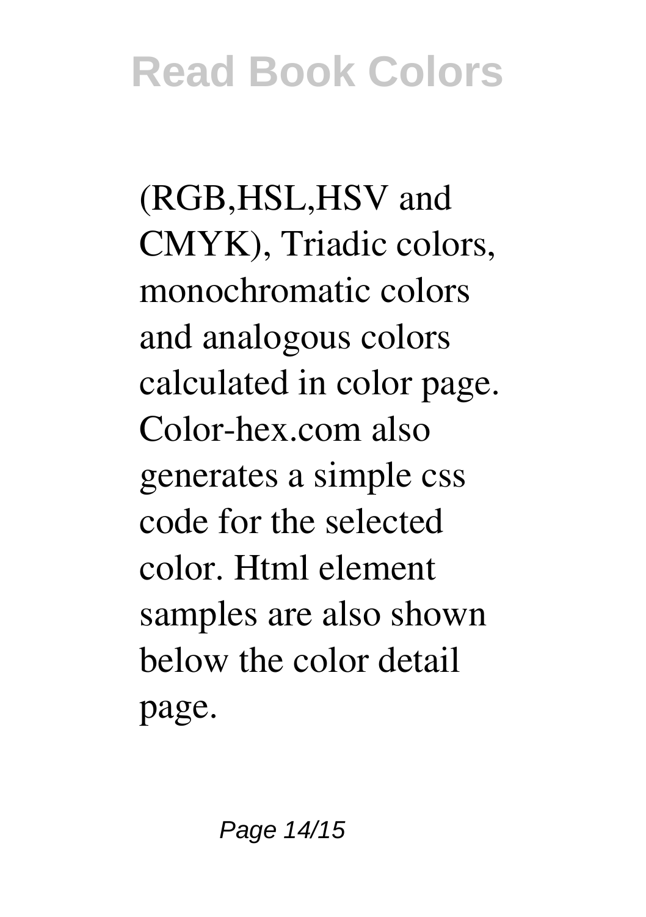(RGB,HSL,HSV and CMYK), Triadic colors, monochromatic colors and analogous colors calculated in color page. Color-hex.com also generates a simple css code for the selected color. Html element samples are also shown below the color detail page.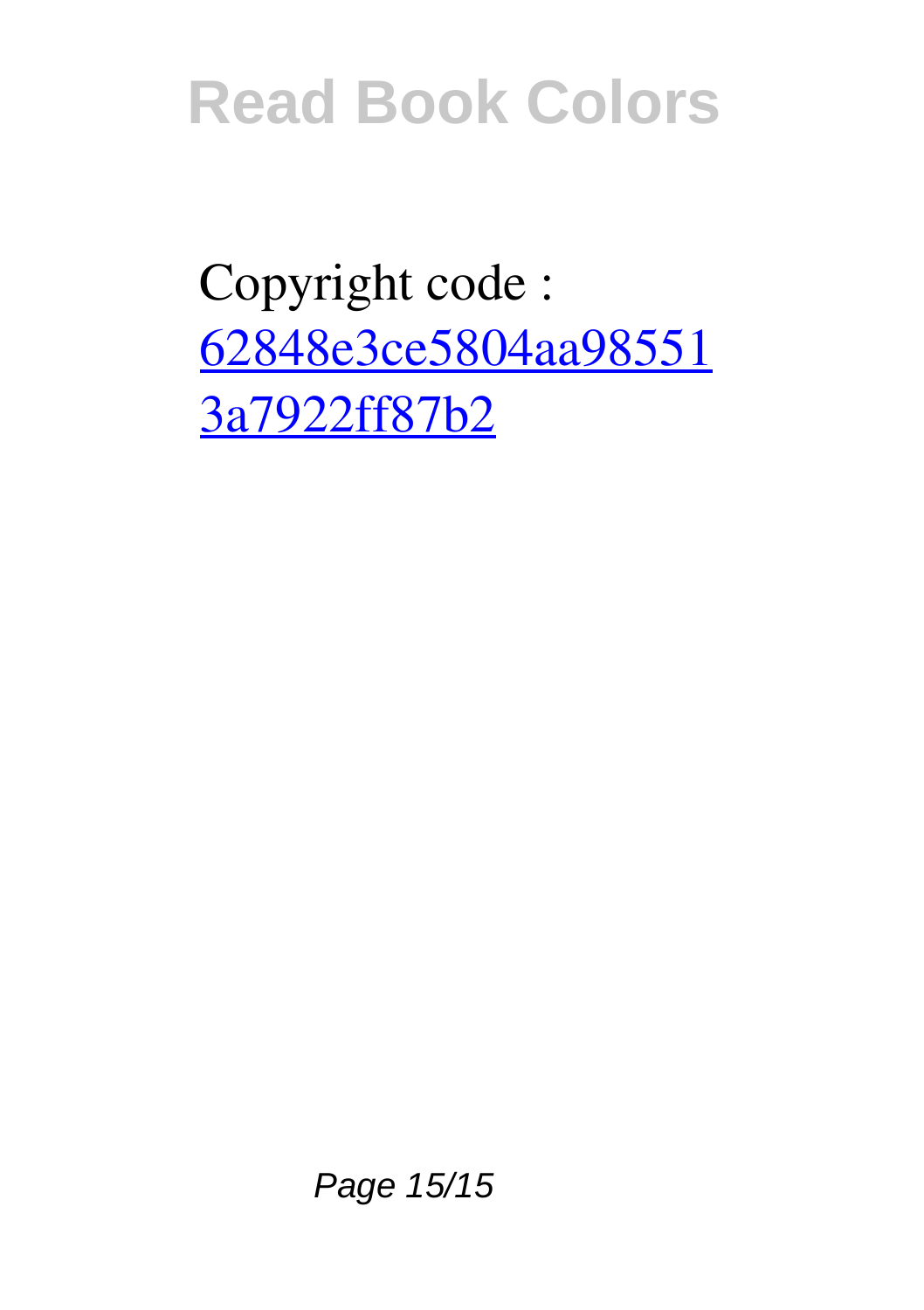Copyright code : 62848e3ce5804aa985513a7922ff87b2